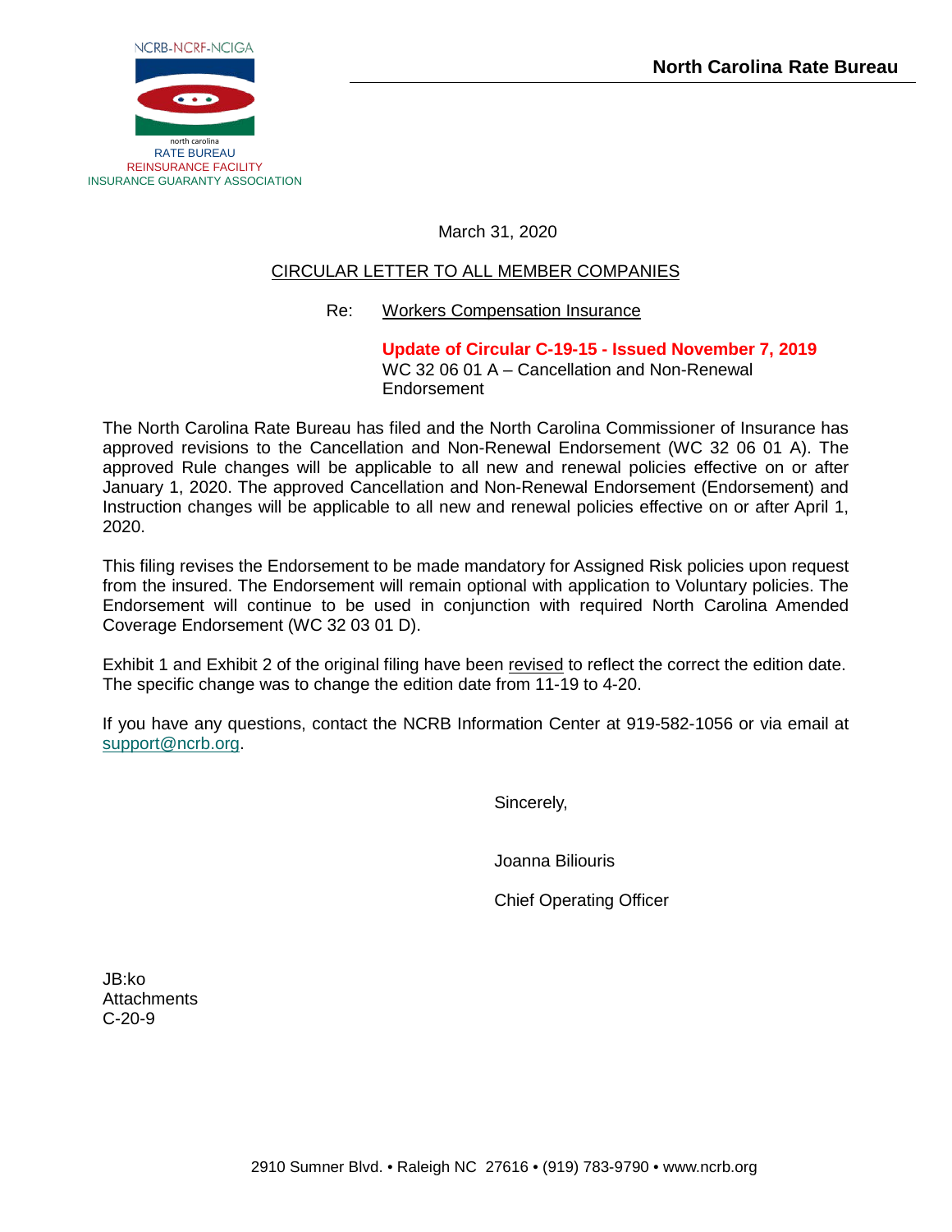NCRB-NCRF-NCIGA

north carolina
RATE BUREAU
REINSURANCE FACILITY
INSURANCE GUARANTY ASSOCIATION

**North Carolina Rate Bureau**

March 31, 2020

CIRCULAR LETTER TO ALL MEMBER COMPANIES

Re: Workers Compensation Insurance

**Update of Circular C-19-15 - Issued November 7, 2019**
WC 32 06 01 A – Cancellation and Non-Renewal Endorsement

The North Carolina Rate Bureau has filed and the North Carolina Commissioner of Insurance has approved revisions to the Cancellation and Non-Renewal Endorsement (WC 32 06 01 A). The approved Rule changes will be applicable to all new and renewal policies effective on or after January 1, 2020. The approved Cancellation and Non-Renewal Endorsement (Endorsement) and Instruction changes will be applicable to all new and renewal policies effective on or after April 1, 2020.

This filing revises the Endorsement to be made mandatory for Assigned Risk policies upon request from the insured. The Endorsement will remain optional with application to Voluntary policies. The Endorsement will continue to be used in conjunction with required North Carolina Amended Coverage Endorsement (WC 32 03 01 D).

Exhibit 1 and Exhibit 2 of the original filing have been revised to reflect the correct the edition date. The specific change was to change the edition date from 11-19 to 4-20.

If you have any questions, contact the NCRB Information Center at 919-582-1056 or via email at support@ncrb.org.

Sincerely,

Joanna Biliouris

Chief Operating Officer

JB:ko
Attachments
C-20-9

2910 Sumner Blvd. • Raleigh NC 27616 • (919) 783-9790 • www.ncrb.org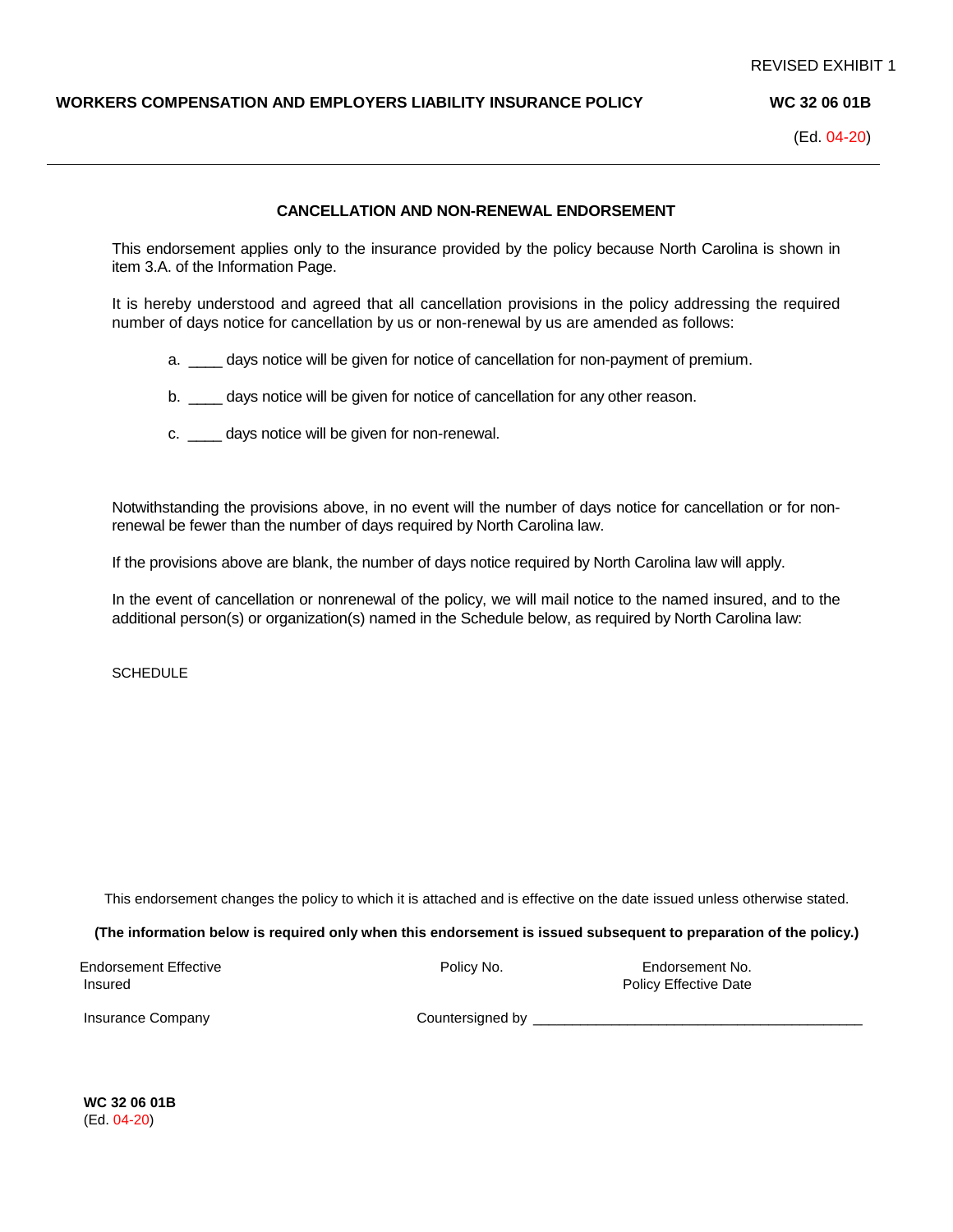REVISED EXHIBIT 1

**WORKERS COMPENSATION AND EMPLOYERS LIABILITY INSURANCE POLICY** **WC 32 06 01B**

(Ed. 04-20)

---

### CANCELLATION AND NON-RENEWAL ENDORSEMENT

This endorsement applies only to the insurance provided by the policy because North Carolina is shown in item 3.A. of the Information Page.

It is hereby understood and agreed that all cancellation provisions in the policy addressing the required number of days notice for cancellation by us or non-renewal by us are amended as follows:

a. ____ days notice will be given for notice of cancellation for non-payment of premium.

b. ____ days notice will be given for notice of cancellation for any other reason.

c. ____ days notice will be given for non-renewal.

Notwithstanding the provisions above, in no event will the number of days notice for cancellation or for non-renewal be fewer than the number of days required by North Carolina law.

If the provisions above are blank, the number of days notice required by North Carolina law will apply.

In the event of cancellation or nonrenewal of the policy, we will mail notice to the named insured, and to the additional person(s) or organization(s) named in the Schedule below, as required by North Carolina law:

SCHEDULE

This endorsement changes the policy to which it is attached and is effective on the date issued unless otherwise stated.

**(The information below is required only when this endorsement is issued subsequent to preparation of the policy.)**

Endorsement Effective Policy No. Endorsement No.
Insured Policy Effective Date

Insurance Company Countersigned by ________________________________________

**WC 32 06 01B**
(Ed. 04-20)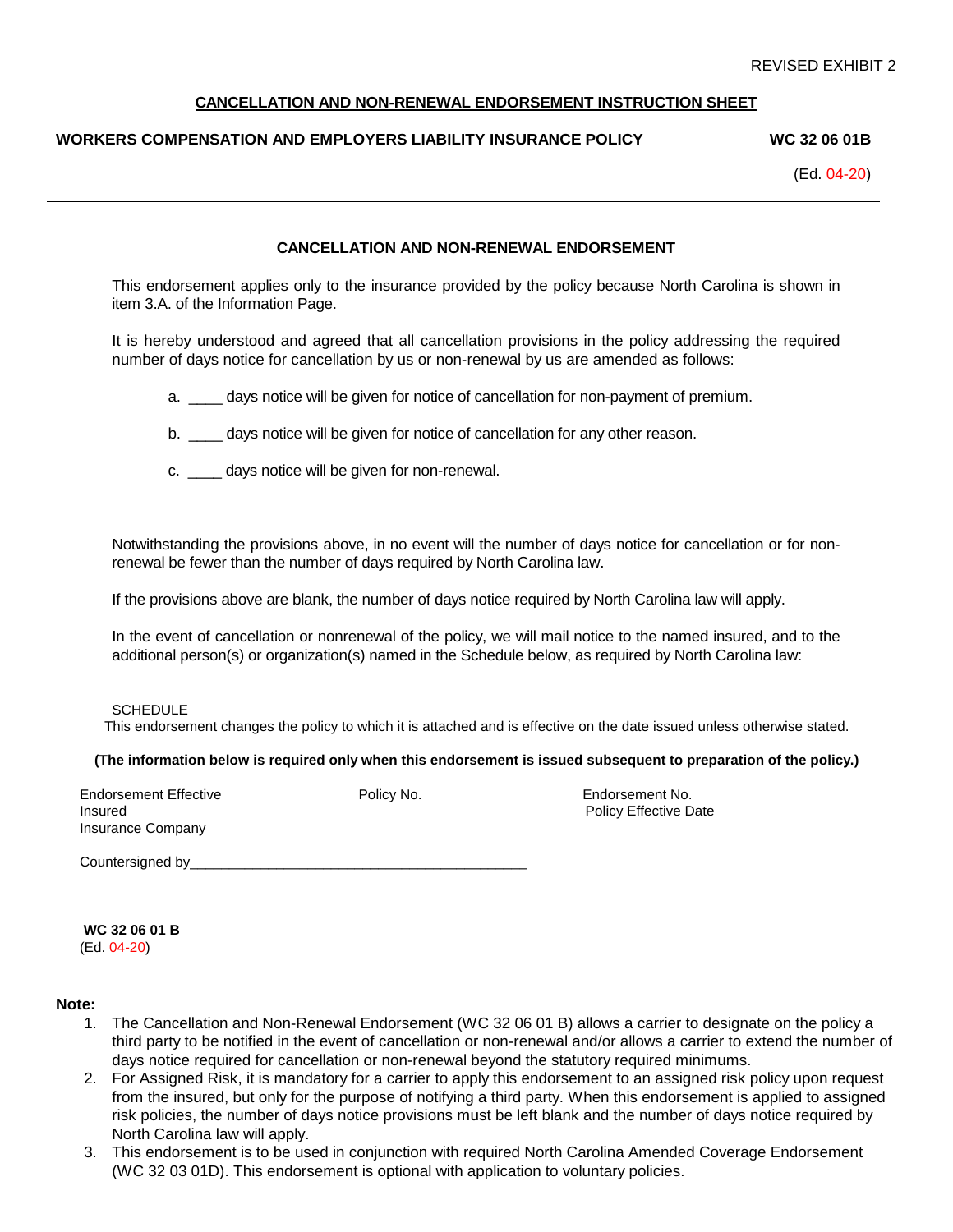REVISED EXHIBIT 2

**CANCELLATION AND NON-RENEWAL ENDORSEMENT INSTRUCTION SHEET**

**WORKERS COMPENSATION AND EMPLOYERS LIABILITY INSURANCE POLICY** **WC 32 06 01B**

(Ed. 04-20)

---

**CANCELLATION AND NON-RENEWAL ENDORSEMENT**

This endorsement applies only to the insurance provided by the policy because North Carolina is shown in item 3.A. of the Information Page.

It is hereby understood and agreed that all cancellation provisions in the policy addressing the required number of days notice for cancellation by us or non-renewal by us are amended as follows:

a. ____ days notice will be given for notice of cancellation for non-payment of premium.

b. ____ days notice will be given for notice of cancellation for any other reason.

c. ____ days notice will be given for non-renewal.

Notwithstanding the provisions above, in no event will the number of days notice for cancellation or for non-renewal be fewer than the number of days required by North Carolina law.

If the provisions above are blank, the number of days notice required by North Carolina law will apply.

In the event of cancellation or nonrenewal of the policy, we will mail notice to the named insured, and to the additional person(s) or organization(s) named in the Schedule below, as required by North Carolina law:

SCHEDULE

This endorsement changes the policy to which it is attached and is effective on the date issued unless otherwise stated.

**(The information below is required only when this endorsement is issued subsequent to preparation of the policy.)**

Endorsement Effective | Policy No. | Endorsement No.
Insured | Policy Effective Date
Insurance Company

Countersigned by____________________________________________

**WC 32 06 01 B**
(Ed. 04-20)

**Note:**

1. The Cancellation and Non-Renewal Endorsement (WC 32 06 01 B) allows a carrier to designate on the policy a third party to be notified in the event of cancellation or non-renewal and/or allows a carrier to extend the number of days notice required for cancellation or non-renewal beyond the statutory required minimums.
2. For Assigned Risk, it is mandatory for a carrier to apply this endorsement to an assigned risk policy upon request from the insured, but only for the purpose of notifying a third party. When this endorsement is applied to assigned risk policies, the number of days notice provisions must be left blank and the number of days notice required by North Carolina law will apply.
3. This endorsement is to be used in conjunction with required North Carolina Amended Coverage Endorsement (WC 32 03 01D). This endorsement is optional with application to voluntary policies.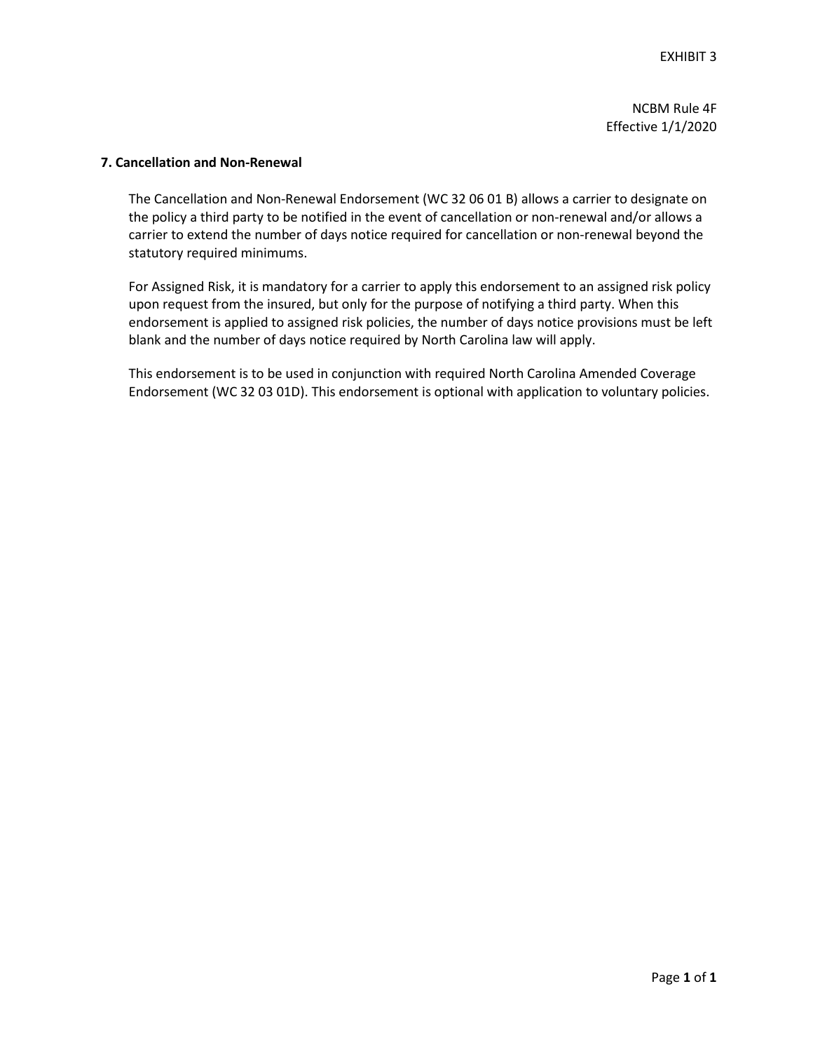EXHIBIT 3

NCBM Rule 4F
Effective 1/1/2020

**7. Cancellation and Non-Renewal**

The Cancellation and Non-Renewal Endorsement (WC 32 06 01 B) allows a carrier to designate on the policy a third party to be notified in the event of cancellation or non-renewal and/or allows a carrier to extend the number of days notice required for cancellation or non-renewal beyond the statutory required minimums.

For Assigned Risk, it is mandatory for a carrier to apply this endorsement to an assigned risk policy upon request from the insured, but only for the purpose of notifying a third party. When this endorsement is applied to assigned risk policies, the number of days notice provisions must be left blank and the number of days notice required by North Carolina law will apply.

This endorsement is to be used in conjunction with required North Carolina Amended Coverage Endorsement (WC 32 03 01D). This endorsement is optional with application to voluntary policies.